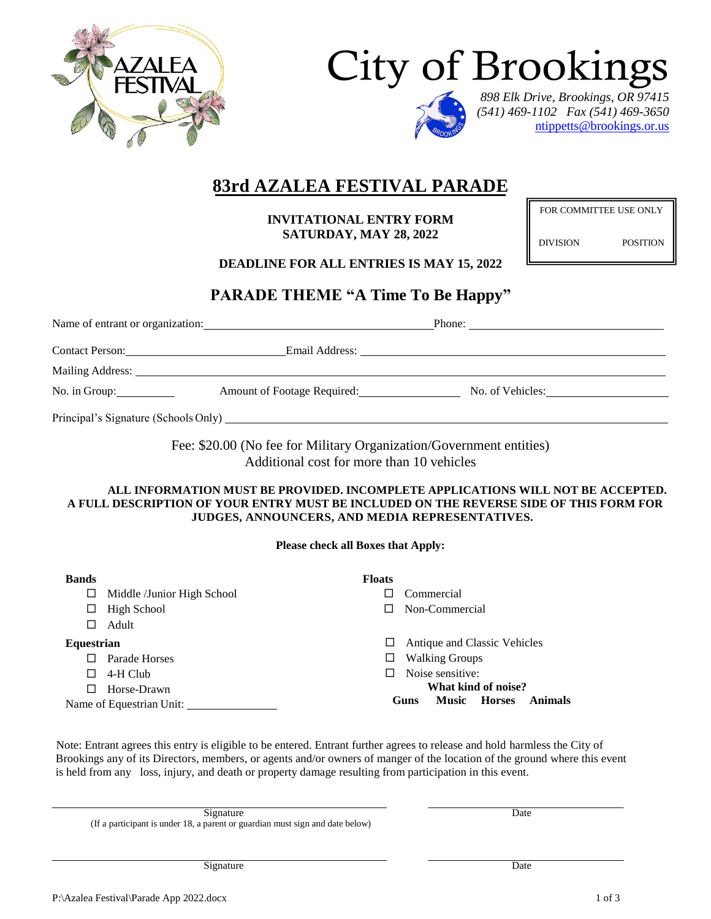AZALEA FESTIVAL

# City of Brookings

*898 Elk Drive, Brookings, OR 97415*
*(541) 469-1102 Fax (541) 469-3650*
ntippetts@brookings.or.us

# 83rd AZALEA FESTIVAL PARADE

**INVITATIONAL ENTRY FORM**
**SATURDAY, MAY 28, 2022**

| FOR COMMITTEE USE ONLY | |
|---|---|
| DIVISION | POSITION |

**DEADLINE FOR ALL ENTRIES IS MAY 15, 2022**

## PARADE THEME "A Time To Be Happy"

Name of entrant or organization: ______________________ Phone: ______________________

Contact Person: ______________________ Email Address: ______________________

Mailing Address: ______________________

No. in Group: __________ Amount of Footage Required: __________ No. of Vehicles: __________

Principal's Signature (Schools Only) ______________________

Fee: $20.00 (No fee for Military Organization/Government entities)
Additional cost for more than 10 vehicles

**ALL INFORMATION MUST BE PROVIDED. INCOMPLETE APPLICATIONS WILL NOT BE ACCEPTED. A FULL DESCRIPTION OF YOUR ENTRY MUST BE INCLUDED ON THE REVERSE SIDE OF THIS FORM FOR JUDGES, ANNOUNCERS, AND MEDIA REPRESENTATIVES.**

**Please check all Boxes that Apply:**

**Bands**
- ☐ Middle /Junior High School
- ☐ High School
- ☐ Adult

**Equestrian**
- ☐ Parade Horses
- ☐ 4-H Club
- ☐ Horse-Drawn

Name of Equestrian Unit: __________

**Floats**
- ☐ Commercial
- ☐ Non-Commercial

- ☐ Antique and Classic Vehicles
- ☐ Walking Groups
- ☐ Noise sensitive:

**What kind of noise?**
**Guns Music Horses Animals**

Note: Entrant agrees this entry is eligible to be entered. Entrant further agrees to release and hold harmless the City of Brookings any of its Directors, members, or agents and/or owners of manger of the location of the ground where this event is held from any loss, injury, and death or property damage resulting from participation in this event.

______________________ Signature ______________________ Date
(If a participant is under 18, a parent or guardian must sign and date below)

______________________ Signature ______________________ Date

P:\Azalea Festival\Parade App 2022.docx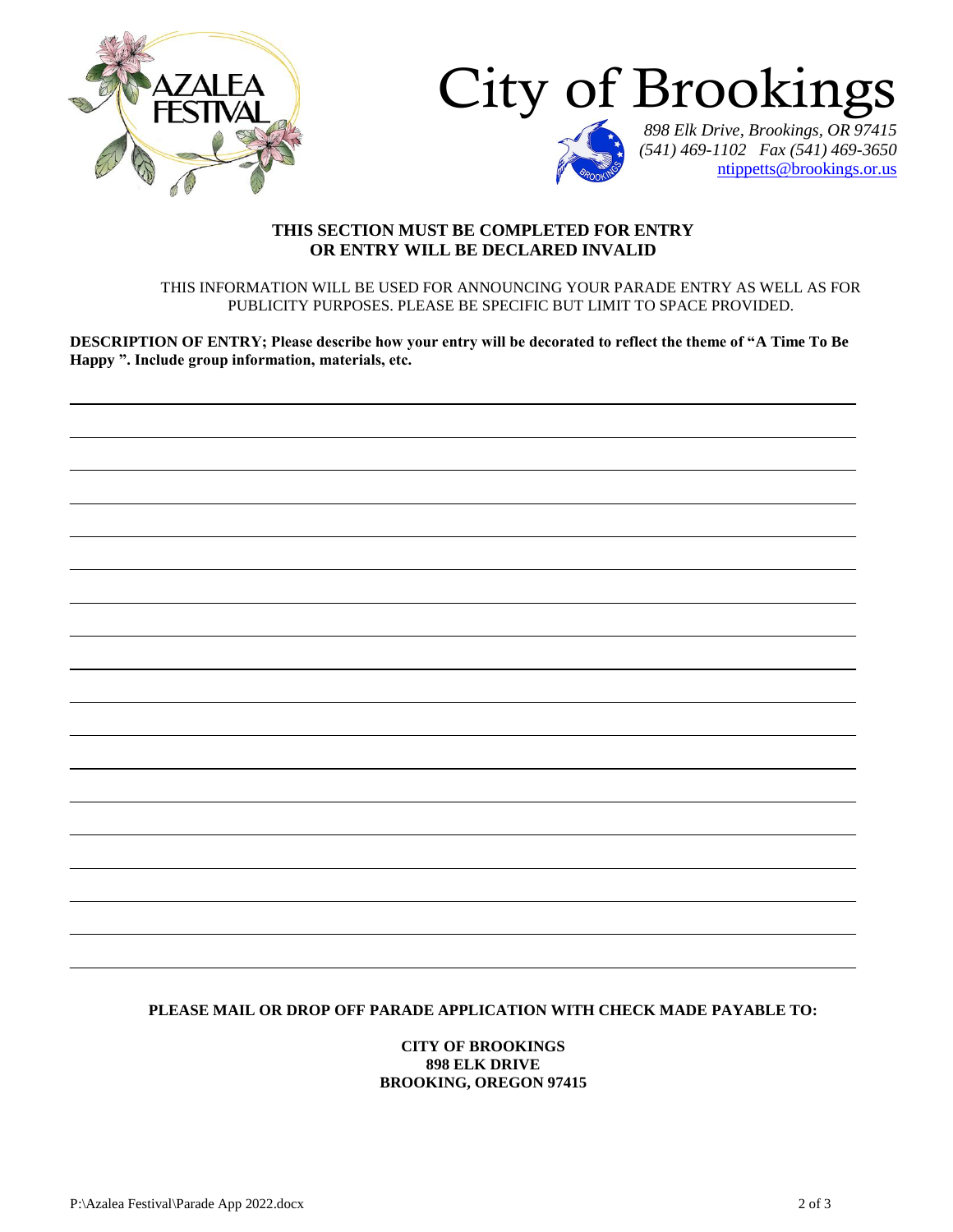# City of Brookings

*898 Elk Drive, Brookings, OR 97415*
*(541) 469-1102 Fax (541) 469-3650*
ntippetts@brookings.or.us

**THIS SECTION MUST BE COMPLETED FOR ENTRY**
**OR ENTRY WILL BE DECLARED INVALID**

THIS INFORMATION WILL BE USED FOR ANNOUNCING YOUR PARADE ENTRY AS WELL AS FOR PUBLICITY PURPOSES. PLEASE BE SPECIFIC BUT LIMIT TO SPACE PROVIDED.

**DESCRIPTION OF ENTRY; Please describe how your entry will be decorated to reflect the theme of "A Time To Be Happy ". Include group information, materials, etc.**

\_\_\_\_\_\_\_\_\_\_\_\_\_\_\_\_\_\_\_\_\_\_\_\_\_\_\_\_\_\_\_\_\_\_\_\_\_\_\_\_\_\_\_\_\_\_\_\_\_\_\_\_\_\_\_\_\_\_\_\_\_\_\_\_\_\_\_\_\_\_\_\_\_\_\_\_\_\_

\_\_\_\_\_\_\_\_\_\_\_\_\_\_\_\_\_\_\_\_\_\_\_\_\_\_\_\_\_\_\_\_\_\_\_\_\_\_\_\_\_\_\_\_\_\_\_\_\_\_\_\_\_\_\_\_\_\_\_\_\_\_\_\_\_\_\_\_\_\_\_\_\_\_\_\_\_\_

\_\_\_\_\_\_\_\_\_\_\_\_\_\_\_\_\_\_\_\_\_\_\_\_\_\_\_\_\_\_\_\_\_\_\_\_\_\_\_\_\_\_\_\_\_\_\_\_\_\_\_\_\_\_\_\_\_\_\_\_\_\_\_\_\_\_\_\_\_\_\_\_\_\_\_\_\_\_

\_\_\_\_\_\_\_\_\_\_\_\_\_\_\_\_\_\_\_\_\_\_\_\_\_\_\_\_\_\_\_\_\_\_\_\_\_\_\_\_\_\_\_\_\_\_\_\_\_\_\_\_\_\_\_\_\_\_\_\_\_\_\_\_\_\_\_\_\_\_\_\_\_\_\_\_\_\_

\_\_\_\_\_\_\_\_\_\_\_\_\_\_\_\_\_\_\_\_\_\_\_\_\_\_\_\_\_\_\_\_\_\_\_\_\_\_\_\_\_\_\_\_\_\_\_\_\_\_\_\_\_\_\_\_\_\_\_\_\_\_\_\_\_\_\_\_\_\_\_\_\_\_\_\_\_\_

\_\_\_\_\_\_\_\_\_\_\_\_\_\_\_\_\_\_\_\_\_\_\_\_\_\_\_\_\_\_\_\_\_\_\_\_\_\_\_\_\_\_\_\_\_\_\_\_\_\_\_\_\_\_\_\_\_\_\_\_\_\_\_\_\_\_\_\_\_\_\_\_\_\_\_\_\_\_

\_\_\_\_\_\_\_\_\_\_\_\_\_\_\_\_\_\_\_\_\_\_\_\_\_\_\_\_\_\_\_\_\_\_\_\_\_\_\_\_\_\_\_\_\_\_\_\_\_\_\_\_\_\_\_\_\_\_\_\_\_\_\_\_\_\_\_\_\_\_\_\_\_\_\_\_\_\_

\_\_\_\_\_\_\_\_\_\_\_\_\_\_\_\_\_\_\_\_\_\_\_\_\_\_\_\_\_\_\_\_\_\_\_\_\_\_\_\_\_\_\_\_\_\_\_\_\_\_\_\_\_\_\_\_\_\_\_\_\_\_\_\_\_\_\_\_\_\_\_\_\_\_\_\_\_\_

\_\_\_\_\_\_\_\_\_\_\_\_\_\_\_\_\_\_\_\_\_\_\_\_\_\_\_\_\_\_\_\_\_\_\_\_\_\_\_\_\_\_\_\_\_\_\_\_\_\_\_\_\_\_\_\_\_\_\_\_\_\_\_\_\_\_\_\_\_\_\_\_\_\_\_\_\_\_

\_\_\_\_\_\_\_\_\_\_\_\_\_\_\_\_\_\_\_\_\_\_\_\_\_\_\_\_\_\_\_\_\_\_\_\_\_\_\_\_\_\_\_\_\_\_\_\_\_\_\_\_\_\_\_\_\_\_\_\_\_\_\_\_\_\_\_\_\_\_\_\_\_\_\_\_\_\_

\_\_\_\_\_\_\_\_\_\_\_\_\_\_\_\_\_\_\_\_\_\_\_\_\_\_\_\_\_\_\_\_\_\_\_\_\_\_\_\_\_\_\_\_\_\_\_\_\_\_\_\_\_\_\_\_\_\_\_\_\_\_\_\_\_\_\_\_\_\_\_\_\_\_\_\_\_\_

\_\_\_\_\_\_\_\_\_\_\_\_\_\_\_\_\_\_\_\_\_\_\_\_\_\_\_\_\_\_\_\_\_\_\_\_\_\_\_\_\_\_\_\_\_\_\_\_\_\_\_\_\_\_\_\_\_\_\_\_\_\_\_\_\_\_\_\_\_\_\_\_\_\_\_\_\_\_

\_\_\_\_\_\_\_\_\_\_\_\_\_\_\_\_\_\_\_\_\_\_\_\_\_\_\_\_\_\_\_\_\_\_\_\_\_\_\_\_\_\_\_\_\_\_\_\_\_\_\_\_\_\_\_\_\_\_\_\_\_\_\_\_\_\_\_\_\_\_\_\_\_\_\_\_\_\_

\_\_\_\_\_\_\_\_\_\_\_\_\_\_\_\_\_\_\_\_\_\_\_\_\_\_\_\_\_\_\_\_\_\_\_\_\_\_\_\_\_\_\_\_\_\_\_\_\_\_\_\_\_\_\_\_\_\_\_\_\_\_\_\_\_\_\_\_\_\_\_\_\_\_\_\_\_\_

\_\_\_\_\_\_\_\_\_\_\_\_\_\_\_\_\_\_\_\_\_\_\_\_\_\_\_\_\_\_\_\_\_\_\_\_\_\_\_\_\_\_\_\_\_\_\_\_\_\_\_\_\_\_\_\_\_\_\_\_\_\_\_\_\_\_\_\_\_\_\_\_\_\_\_\_\_\_

\_\_\_\_\_\_\_\_\_\_\_\_\_\_\_\_\_\_\_\_\_\_\_\_\_\_\_\_\_\_\_\_\_\_\_\_\_\_\_\_\_\_\_\_\_\_\_\_\_\_\_\_\_\_\_\_\_\_\_\_\_\_\_\_\_\_\_\_\_\_\_\_\_\_\_\_\_\_

\_\_\_\_\_\_\_\_\_\_\_\_\_\_\_\_\_\_\_\_\_\_\_\_\_\_\_\_\_\_\_\_\_\_\_\_\_\_\_\_\_\_\_\_\_\_\_\_\_\_\_\_\_\_\_\_\_\_\_\_\_\_\_\_\_\_\_\_\_\_\_\_\_\_\_\_\_\_

\_\_\_\_\_\_\_\_\_\_\_\_\_\_\_\_\_\_\_\_\_\_\_\_\_\_\_\_\_\_\_\_\_\_\_\_\_\_\_\_\_\_\_\_\_\_\_\_\_\_\_\_\_\_\_\_\_\_\_\_\_\_\_\_\_\_\_\_\_\_\_\_\_\_\_\_\_\_

**PLEASE MAIL OR DROP OFF PARADE APPLICATION WITH CHECK MADE PAYABLE TO:**

**CITY OF BROOKINGS**
**898 ELK DRIVE**
**BROOKING, OREGON 97415**

P:\Azalea Festival\Parade App 2022.docx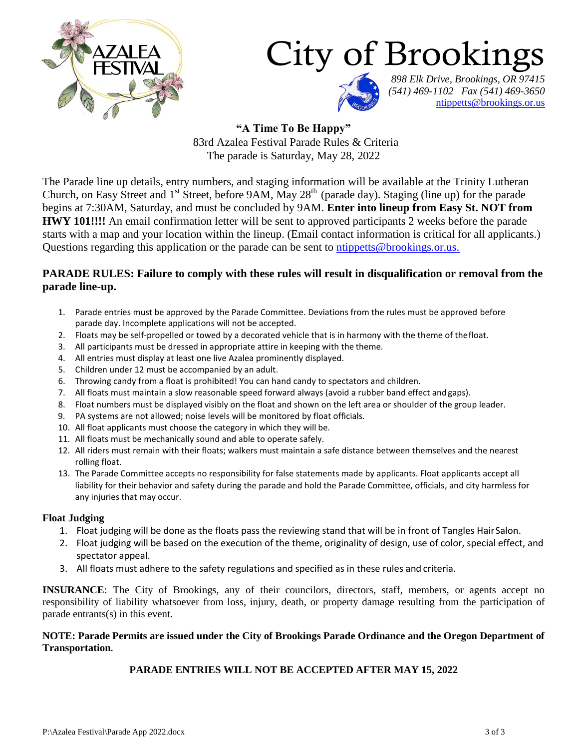# City of Brookings

*898 Elk Drive, Brookings, OR 97415*
*(541) 469-1102 Fax (541) 469-3650*
ntippetts@brookings.or.us

**"A Time To Be Happy"**
83rd Azalea Festival Parade Rules & Criteria
The parade is Saturday, May 28, 2022

The Parade line up details, entry numbers, and staging information will be available at the Trinity Lutheran Church, on Easy Street and 1st Street, before 9AM, May 28th (parade day). Staging (line up) for the parade begins at 7:30AM, Saturday, and must be concluded by 9AM. **Enter into lineup from Easy St. NOT from HWY 101!!!!** An email confirmation letter will be sent to approved participants 2 weeks before the parade starts with a map and your location within the lineup. (Email contact information is critical for all applicants.) Questions regarding this application or the parade can be sent to ntippetts@brookings.or.us.

## PARADE RULES: Failure to comply with these rules will result in disqualification or removal from the parade line-up.

1. Parade entries must be approved by the Parade Committee. Deviations from the rules must be approved before parade day. Incomplete applications will not be accepted.
2. Floats may be self-propelled or towed by a decorated vehicle that is in harmony with the theme of the float.
3. All participants must be dressed in appropriate attire in keeping with the theme.
4. All entries must display at least one live Azalea prominently displayed.
5. Children under 12 must be accompanied by an adult.
6. Throwing candy from a float is prohibited! You can hand candy to spectators and children.
7. All floats must maintain a slow reasonable speed forward always (avoid a rubber band effect and gaps).
8. Float numbers must be displayed visibly on the float and shown on the left area or shoulder of the group leader.
9. PA systems are not allowed; noise levels will be monitored by float officials.
10. All float applicants must choose the category in which they will be.
11. All floats must be mechanically sound and able to operate safely.
12. All riders must remain with their floats; walkers must maintain a safe distance between themselves and the nearest rolling float.
13. The Parade Committee accepts no responsibility for false statements made by applicants. Float applicants accept all liability for their behavior and safety during the parade and hold the Parade Committee, officials, and city harmless for any injuries that may occur.

### Float Judging

1. Float judging will be done as the floats pass the reviewing stand that will be in front of Tangles Hair Salon.
2. Float judging will be based on the execution of the theme, originality of design, use of color, special effect, and spectator appeal.
3. All floats must adhere to the safety regulations and specified as in these rules and criteria.

**INSURANCE**: The City of Brookings, any of their councilors, directors, staff, members, or agents accept no responsibility of liability whatsoever from loss, injury, death, or property damage resulting from the participation of parade entrants(s) in this event.

**NOTE: Parade Permits are issued under the City of Brookings Parade Ordinance and the Oregon Department of Transportation.**

**PARADE ENTRIES WILL NOT BE ACCEPTED AFTER MAY 15, 2022**